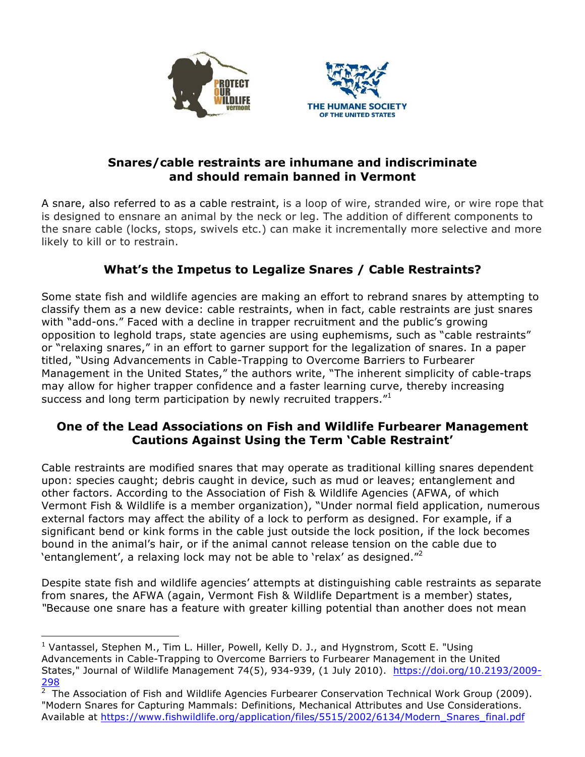PROTECT OUR WILDLIFE vermont

THE HUMANE SOCIETY OF THE UNITED STATES

## Snares/cable restraints are inhumane and indiscriminate and should remain banned in Vermont

A snare, also referred to as a cable restraint, is a loop of wire, stranded wire, or wire rope that is designed to ensnare an animal by the neck or leg. The addition of different components to the snare cable (locks, stops, swivels etc.) can make it incrementally more selective and more likely to kill or to restrain.

### What's the Impetus to Legalize Snares / Cable Restraints?

Some state fish and wildlife agencies are making an effort to rebrand snares by attempting to classify them as a new device: cable restraints, when in fact, cable restraints are just snares with "add-ons." Faced with a decline in trapper recruitment and the public's growing opposition to leghold traps, state agencies are using euphemisms, such as "cable restraints" or "relaxing snares," in an effort to garner support for the legalization of snares. In a paper titled, "Using Advancements in Cable-Trapping to Overcome Barriers to Furbearer Management in the United States," the authors write, "The inherent simplicity of cable-traps may allow for higher trapper confidence and a faster learning curve, thereby increasing success and long term participation by newly recruited trappers."[1]

### One of the Lead Associations on Fish and Wildlife Furbearer Management Cautions Against Using the Term 'Cable Restraint'

Cable restraints are modified snares that may operate as traditional killing snares dependent upon: species caught; debris caught in device, such as mud or leaves; entanglement and other factors. According to the Association of Fish & Wildlife Agencies (AFWA, of which Vermont Fish & Wildlife is a member organization), "Under normal field application, numerous external factors may affect the ability of a lock to perform as designed. For example, if a significant bend or kink forms in the cable just outside the lock position, if the lock becomes bound in the animal's hair, or if the animal cannot release tension on the cable due to 'entanglement', a relaxing lock may not be able to 'relax' as designed."[2]

Despite state fish and wildlife agencies' attempts at distinguishing cable restraints as separate from snares, the AFWA (again, Vermont Fish & Wildlife Department is a member) states, "Because one snare has a feature with greater killing potential than another does not mean

---

[1] Vantassel, Stephen M., Tim L. Hiller, Powell, Kelly D. J., and Hygnstrom, Scott E. "Using Advancements in Cable-Trapping to Overcome Barriers to Furbearer Management in the United States," Journal of Wildlife Management 74(5), 934-939, (1 July 2010). https://doi.org/10.2193/2009-298

[2] The Association of Fish and Wildlife Agencies Furbearer Conservation Technical Work Group (2009). "Modern Snares for Capturing Mammals: Definitions, Mechanical Attributes and Use Considerations. Available at https://www.fishwildlife.org/application/files/5515/2002/6134/Modern_Snares_final.pdf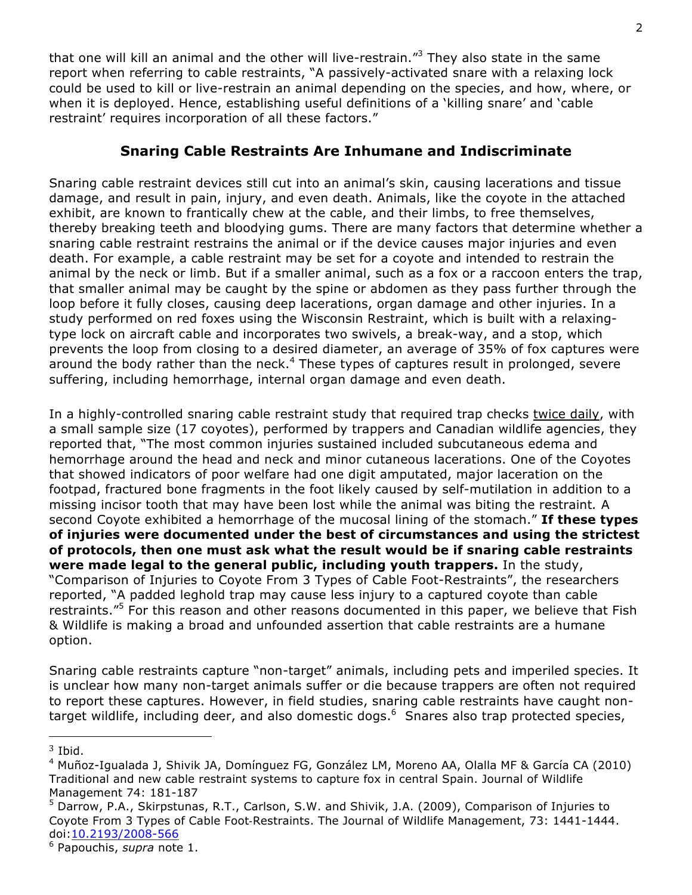that one will kill an animal and the other will live-restrain."[3] They also state in the same report when referring to cable restraints, "A passively-activated snare with a relaxing lock could be used to kill or live-restrain an animal depending on the species, and how, where, or when it is deployed. Hence, establishing useful definitions of a 'killing snare' and 'cable restraint' requires incorporation of all these factors."

## Snaring Cable Restraints Are Inhumane and Indiscriminate

Snaring cable restraint devices still cut into an animal's skin, causing lacerations and tissue damage, and result in pain, injury, and even death. Animals, like the coyote in the attached exhibit, are known to frantically chew at the cable, and their limbs, to free themselves, thereby breaking teeth and bloodying gums. There are many factors that determine whether a snaring cable restraint restrains the animal or if the device causes major injuries and even death. For example, a cable restraint may be set for a coyote and intended to restrain the animal by the neck or limb. But if a smaller animal, such as a fox or a raccoon enters the trap, that smaller animal may be caught by the spine or abdomen as they pass further through the loop before it fully closes, causing deep lacerations, organ damage and other injuries. In a study performed on red foxes using the Wisconsin Restraint, which is built with a relaxing-type lock on aircraft cable and incorporates two swivels, a break-way, and a stop, which prevents the loop from closing to a desired diameter, an average of 35% of fox captures were around the body rather than the neck.[4] These types of captures result in prolonged, severe suffering, including hemorrhage, internal organ damage and even death.

In a highly-controlled snaring cable restraint study that required trap checks twice daily, with a small sample size (17 coyotes), performed by trappers and Canadian wildlife agencies, they reported that, "The most common injuries sustained included subcutaneous edema and hemorrhage around the head and neck and minor cutaneous lacerations. One of the Coyotes that showed indicators of poor welfare had one digit amputated, major laceration on the footpad, fractured bone fragments in the foot likely caused by self-mutilation in addition to a missing incisor tooth that may have been lost while the animal was biting the restraint. A second Coyote exhibited a hemorrhage of the mucosal lining of the stomach." **If these types of injuries were documented under the best of circumstances and using the strictest of protocols, then one must ask what the result would be if snaring cable restraints were made legal to the general public, including youth trappers.** In the study, "Comparison of Injuries to Coyote From 3 Types of Cable Foot-Restraints", the researchers reported, "A padded leghold trap may cause less injury to a captured coyote than cable restraints."[5] For this reason and other reasons documented in this paper, we believe that Fish & Wildlife is making a broad and unfounded assertion that cable restraints are a humane option.

Snaring cable restraints capture "non-target" animals, including pets and imperiled species. It is unclear how many non-target animals suffer or die because trappers are often not required to report these captures. However, in field studies, snaring cable restraints have caught non-target wildlife, including deer, and also domestic dogs.[6] Snares also trap protected species,

---

[3] Ibid.

[4] Muñoz-Igualada J, Shivik JA, Domínguez FG, González LM, Moreno AA, Olalla MF & García CA (2010) Traditional and new cable restraint systems to capture fox in central Spain. Journal of Wildlife Management 74: 181-187

[5] Darrow, P.A., Skirpstunas, R.T., Carlson, S.W. and Shivik, J.A. (2009), Comparison of Injuries to Coyote From 3 Types of Cable Foot-Restraints. The Journal of Wildlife Management, 73: 1441-1444. doi:10.2193/2008-566

[6] Papouchis, *supra* note 1.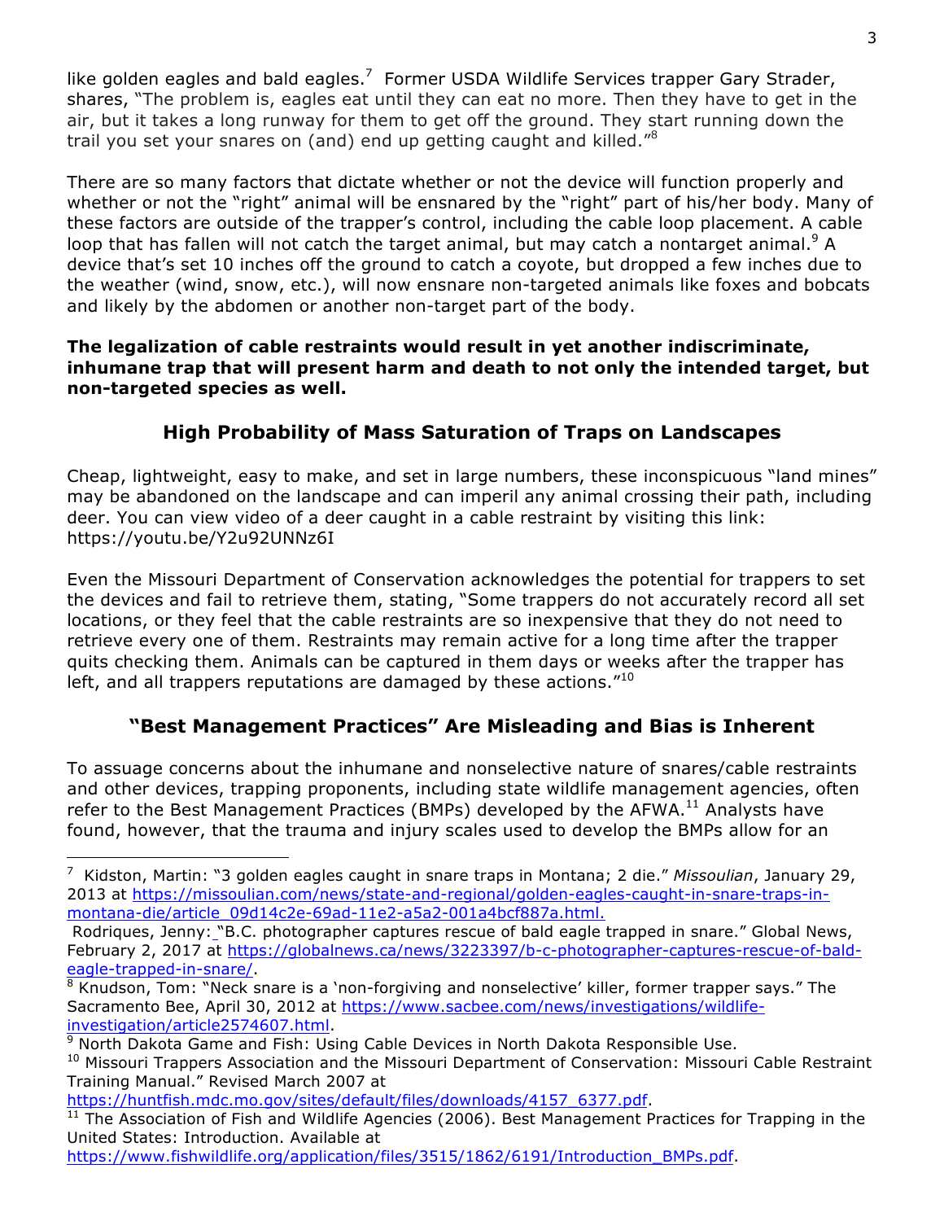like golden eagles and bald eagles.[7] Former USDA Wildlife Services trapper Gary Strader, shares, "The problem is, eagles eat until they can eat no more. Then they have to get in the air, but it takes a long runway for them to get off the ground. They start running down the trail you set your snares on (and) end up getting caught and killed."[8]

There are so many factors that dictate whether or not the device will function properly and whether or not the "right" animal will be ensnared by the "right" part of his/her body. Many of these factors are outside of the trapper's control, including the cable loop placement. A cable loop that has fallen will not catch the target animal, but may catch a nontarget animal.[9] A device that's set 10 inches off the ground to catch a coyote, but dropped a few inches due to the weather (wind, snow, etc.), will now ensnare non-targeted animals like foxes and bobcats and likely by the abdomen or another non-target part of the body.

**The legalization of cable restraints would result in yet another indiscriminate, inhumane trap that will present harm and death to not only the intended target, but non-targeted species as well.**

## High Probability of Mass Saturation of Traps on Landscapes

Cheap, lightweight, easy to make, and set in large numbers, these inconspicuous "land mines" may be abandoned on the landscape and can imperil any animal crossing their path, including deer. You can view video of a deer caught in a cable restraint by visiting this link: https://youtu.be/Y2u92UNNz6I

Even the Missouri Department of Conservation acknowledges the potential for trappers to set the devices and fail to retrieve them, stating, "Some trappers do not accurately record all set locations, or they feel that the cable restraints are so inexpensive that they do not need to retrieve every one of them. Restraints may remain active for a long time after the trapper quits checking them. Animals can be captured in them days or weeks after the trapper has left, and all trappers reputations are damaged by these actions."[10]

## "Best Management Practices" Are Misleading and Bias is Inherent

To assuage concerns about the inhumane and nonselective nature of snares/cable restraints and other devices, trapping proponents, including state wildlife management agencies, often refer to the Best Management Practices (BMPs) developed by the AFWA.[11] Analysts have found, however, that the trauma and injury scales used to develop the BMPs allow for an

---

[7] Kidston, Martin: "3 golden eagles caught in snare traps in Montana; 2 die." *Missoulian*, January 29, 2013 at https://missoulian.com/news/state-and-regional/golden-eagles-caught-in-snare-traps-in-montana-die/article_09d14c2e-69ad-11e2-a5a2-001a4bcf887a.html.
Rodriques, Jenny: "B.C. photographer captures rescue of bald eagle trapped in snare." Global News, February 2, 2017 at https://globalnews.ca/news/3223397/b-c-photographer-captures-rescue-of-bald-eagle-trapped-in-snare/.

[8] Knudson, Tom: "Neck snare is a 'non-forgiving and nonselective' killer, former trapper says." The Sacramento Bee, April 30, 2012 at https://www.sacbee.com/news/investigations/wildlife-investigation/article2574607.html.

[9] North Dakota Game and Fish: Using Cable Devices in North Dakota Responsible Use.

[10] Missouri Trappers Association and the Missouri Department of Conservation: Missouri Cable Restraint Training Manual." Revised March 2007 at https://huntfish.mdc.mo.gov/sites/default/files/downloads/4157_6377.pdf.

[11] The Association of Fish and Wildlife Agencies (2006). Best Management Practices for Trapping in the United States: Introduction. Available at https://www.fishwildlife.org/application/files/3515/1862/6191/Introduction_BMPs.pdf.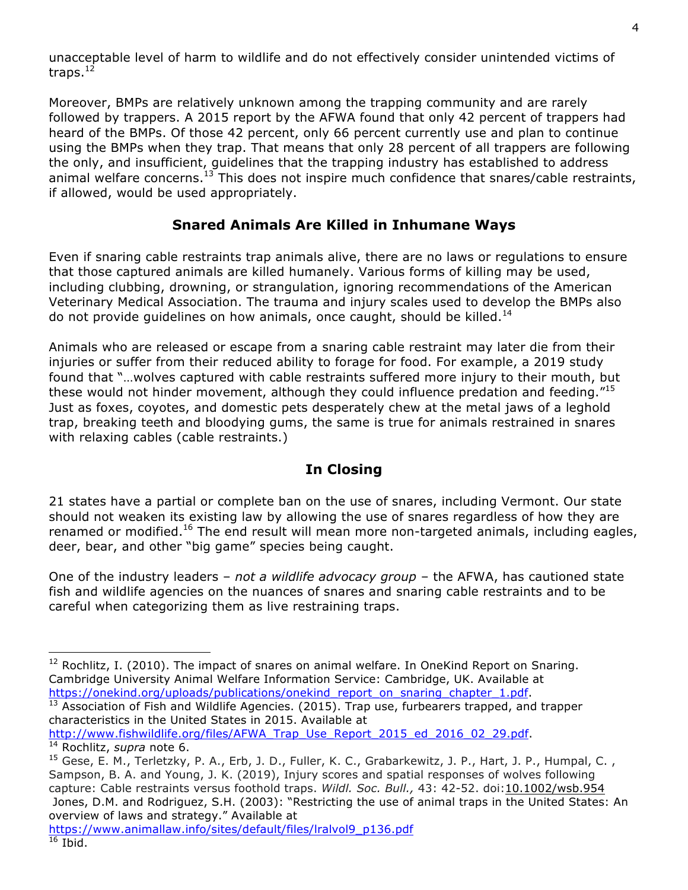unacceptable level of harm to wildlife and do not effectively consider unintended victims of traps.[12]

Moreover, BMPs are relatively unknown among the trapping community and are rarely followed by trappers. A 2015 report by the AFWA found that only 42 percent of trappers had heard of the BMPs. Of those 42 percent, only 66 percent currently use and plan to continue using the BMPs when they trap. That means that only 28 percent of all trappers are following the only, and insufficient, guidelines that the trapping industry has established to address animal welfare concerns.[13] This does not inspire much confidence that snares/cable restraints, if allowed, would be used appropriately.

## Snared Animals Are Killed in Inhumane Ways

Even if snaring cable restraints trap animals alive, there are no laws or regulations to ensure that those captured animals are killed humanely. Various forms of killing may be used, including clubbing, drowning, or strangulation, ignoring recommendations of the American Veterinary Medical Association. The trauma and injury scales used to develop the BMPs also do not provide guidelines on how animals, once caught, should be killed.[14]

Animals who are released or escape from a snaring cable restraint may later die from their injuries or suffer from their reduced ability to forage for food. For example, a 2019 study found that "…wolves captured with cable restraints suffered more injury to their mouth, but these would not hinder movement, although they could influence predation and feeding."[15] Just as foxes, coyotes, and domestic pets desperately chew at the metal jaws of a leghold trap, breaking teeth and bloodying gums, the same is true for animals restrained in snares with relaxing cables (cable restraints.)

## In Closing

21 states have a partial or complete ban on the use of snares, including Vermont. Our state should not weaken its existing law by allowing the use of snares regardless of how they are renamed or modified.[16] The end result will mean more non-targeted animals, including eagles, deer, bear, and other "big game" species being caught.

One of the industry leaders – *not a wildlife advocacy group* – the AFWA, has cautioned state fish and wildlife agencies on the nuances of snares and snaring cable restraints and to be careful when categorizing them as live restraining traps.

---

[12] Rochlitz, I. (2010). The impact of snares on animal welfare. In OneKind Report on Snaring. Cambridge University Animal Welfare Information Service: Cambridge, UK. Available at https://onekind.org/uploads/publications/onekind_report_on_snaring_chapter_1.pdf.

[13] Association of Fish and Wildlife Agencies. (2015). Trap use, furbearers trapped, and trapper characteristics in the United States in 2015. Available at http://www.fishwildlife.org/files/AFWA_Trap_Use_Report_2015_ed_2016_02_29.pdf.

[14] Rochlitz, *supra* note 6.

[15] Gese, E. M., Terletzky, P. A., Erb, J. D., Fuller, K. C., Grabarkewitz, J. P., Hart, J. P., Humpal, C. , Sampson, B. A. and Young, J. K. (2019), Injury scores and spatial responses of wolves following capture: Cable restraints versus foothold traps. *Wildl. Soc. Bull.,* 43: 42-52. doi:10.1002/wsb.954
Jones, D.M. and Rodriguez, S.H. (2003): "Restricting the use of animal traps in the United States: An overview of laws and strategy." Available at https://www.animallaw.info/sites/default/files/lralvol9_p136.pdf

[16] Ibid.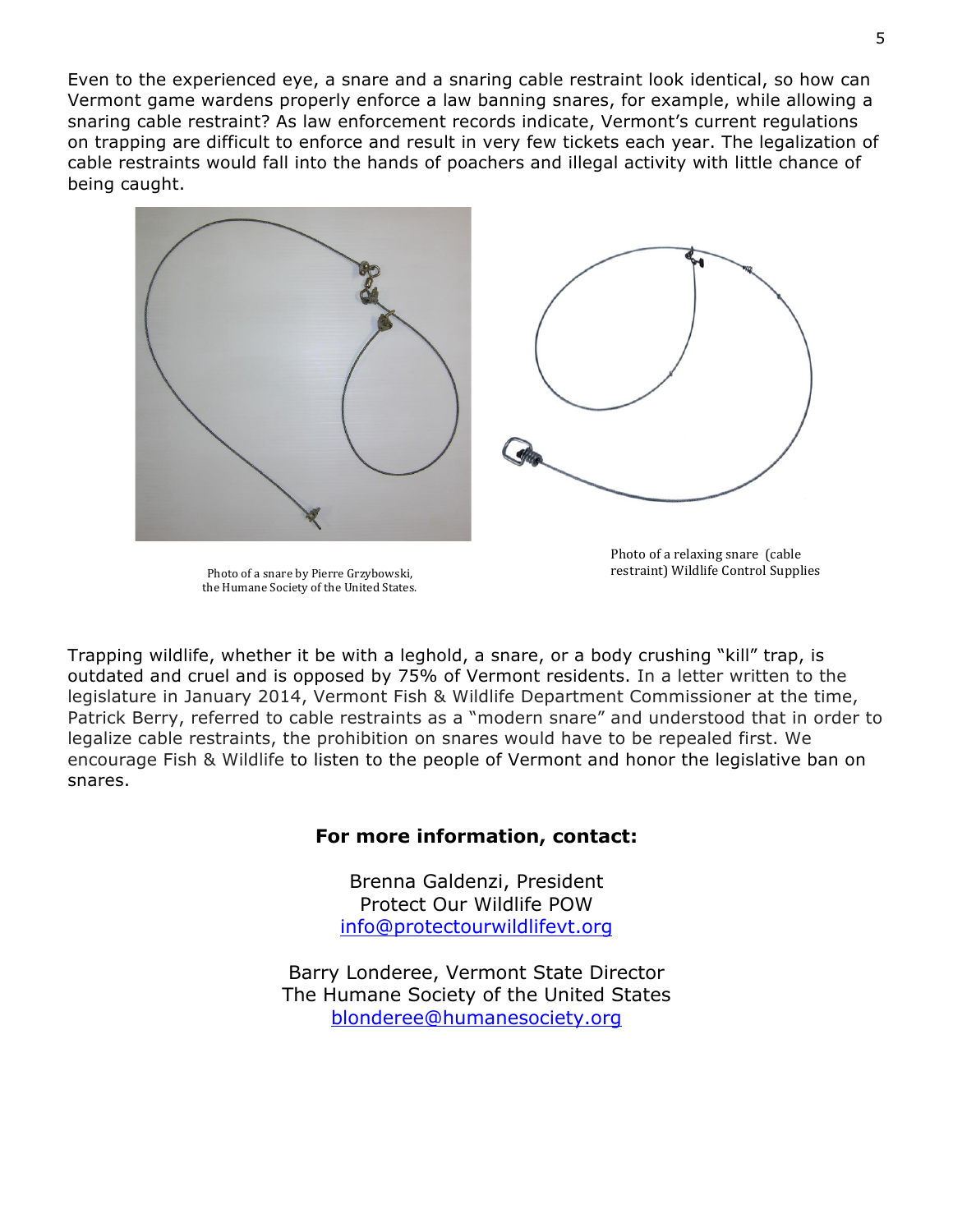Even to the experienced eye, a snare and a snaring cable restraint look identical, so how can Vermont game wardens properly enforce a law banning snares, for example, while allowing a snaring cable restraint? As law enforcement records indicate, Vermont's current regulations on trapping are difficult to enforce and result in very few tickets each year. The legalization of cable restraints would fall into the hands of poachers and illegal activity with little chance of being caught.

Photo of a snare by Pierre Grzybowski, the Humane Society of the United States.

Photo of a relaxing snare (cable restraint) Wildlife Control Supplies

Trapping wildlife, whether it be with a leghold, a snare, or a body crushing "kill" trap, is outdated and cruel and is opposed by 75% of Vermont residents. In a letter written to the legislature in January 2014, Vermont Fish & Wildlife Department Commissioner at the time, Patrick Berry, referred to cable restraints as a "modern snare" and understood that in order to legalize cable restraints, the prohibition on snares would have to be repealed first. We encourage Fish & Wildlife to listen to the people of Vermont and honor the legislative ban on snares.

**For more information, contact:**

Brenna Galdenzi, President
Protect Our Wildlife POW
info@protectourwildlifevt.org

Barry Londeree, Vermont State Director
The Humane Society of the United States
blonderee@humanesociety.org